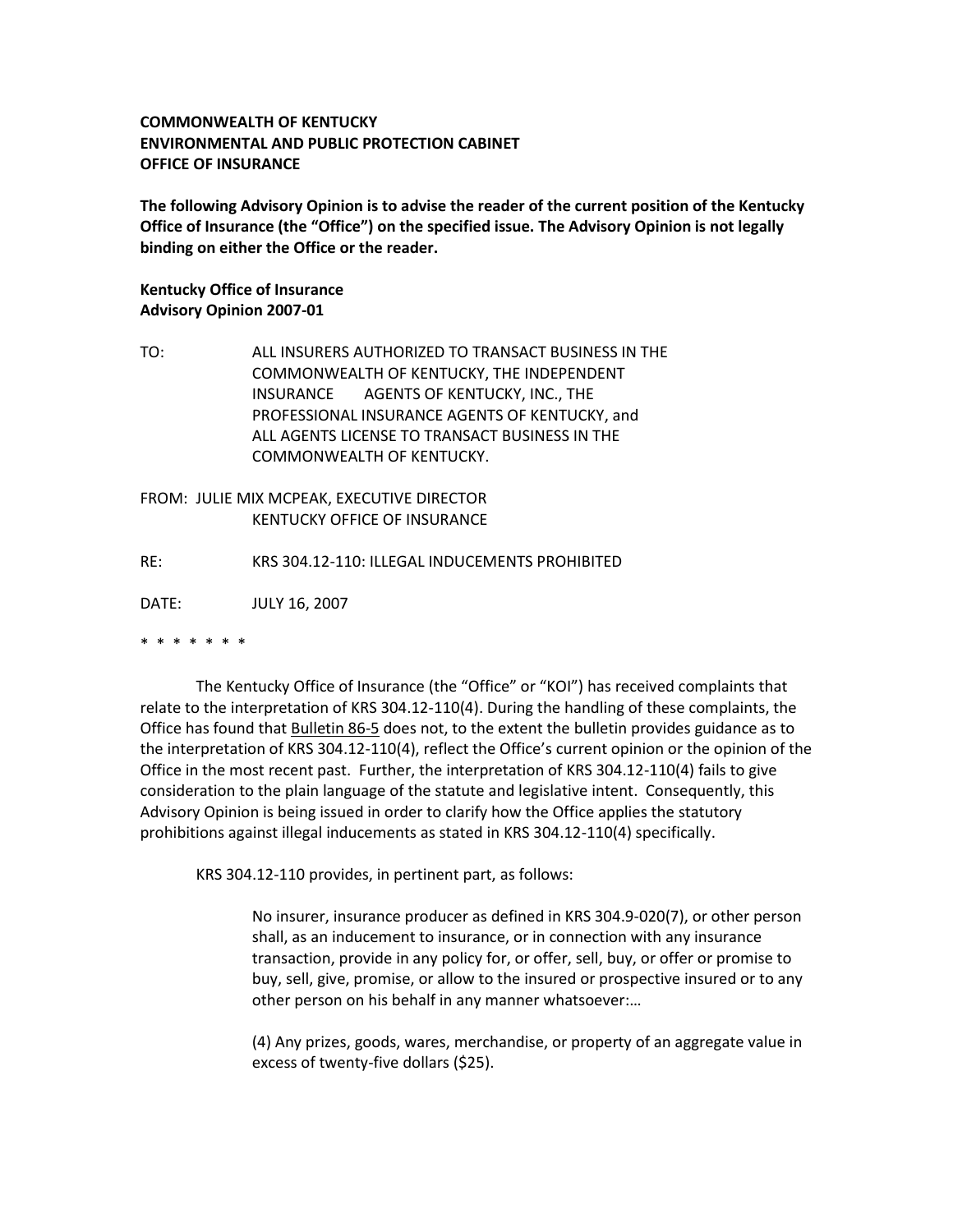**COMMONWEALTH OF KENTUCKY**
**ENVIRONMENTAL AND PUBLIC PROTECTION CABINET**
**OFFICE OF INSURANCE**

**The following Advisory Opinion is to advise the reader of the current position of the Kentucky Office of Insurance (the "Office") on the specified issue. The Advisory Opinion is not legally binding on either the Office or the reader.**

**Kentucky Office of Insurance**
**Advisory Opinion 2007-01**

TO: ALL INSURERS AUTHORIZED TO TRANSACT BUSINESS IN THE COMMONWEALTH OF KENTUCKY, THE INDEPENDENT INSURANCE AGENTS OF KENTUCKY, INC., THE PROFESSIONAL INSURANCE AGENTS OF KENTUCKY, and ALL AGENTS LICENSE TO TRANSACT BUSINESS IN THE COMMONWEALTH OF KENTUCKY.

FROM: JULIE MIX MCPEAK, EXECUTIVE DIRECTOR
KENTUCKY OFFICE OF INSURANCE

RE: KRS 304.12-110: ILLEGAL INDUCEMENTS PROHIBITED

DATE: JULY 16, 2007

\* \* \* \* \* \* \*

The Kentucky Office of Insurance (the "Office" or "KOI") has received complaints that relate to the interpretation of KRS 304.12-110(4). During the handling of these complaints, the Office has found that Bulletin 86-5 does not, to the extent the bulletin provides guidance as to the interpretation of KRS 304.12-110(4), reflect the Office's current opinion or the opinion of the Office in the most recent past. Further, the interpretation of KRS 304.12-110(4) fails to give consideration to the plain language of the statute and legislative intent. Consequently, this Advisory Opinion is being issued in order to clarify how the Office applies the statutory prohibitions against illegal inducements as stated in KRS 304.12-110(4) specifically.

KRS 304.12-110 provides, in pertinent part, as follows:

> No insurer, insurance producer as defined in KRS 304.9-020(7), or other person shall, as an inducement to insurance, or in connection with any insurance transaction, provide in any policy for, or offer, sell, buy, or offer or promise to buy, sell, give, promise, or allow to the insured or prospective insured or to any other person on his behalf in any manner whatsoever:…
>
> (4) Any prizes, goods, wares, merchandise, or property of an aggregate value in excess of twenty-five dollars ($25).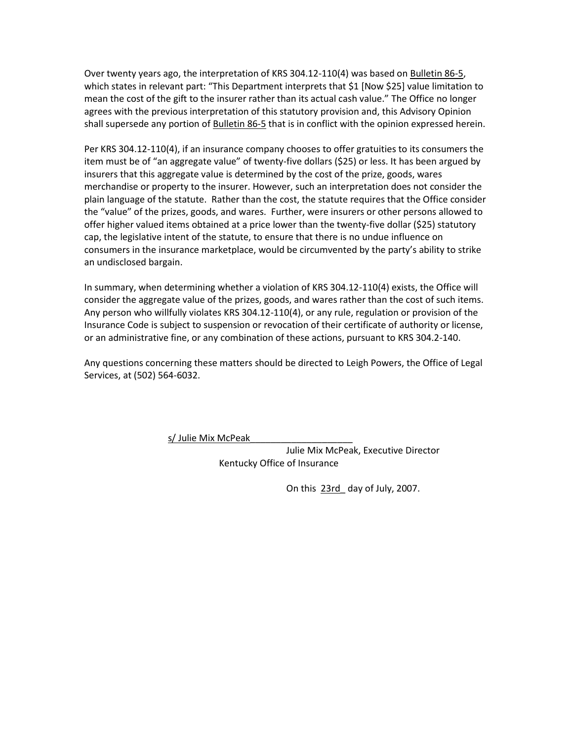Over twenty years ago, the interpretation of KRS 304.12-110(4) was based on Bulletin 86-5, which states in relevant part: "This Department interprets that $1 [Now $25] value limitation to mean the cost of the gift to the insurer rather than its actual cash value." The Office no longer agrees with the previous interpretation of this statutory provision and, this Advisory Opinion shall supersede any portion of Bulletin 86-5 that is in conflict with the opinion expressed herein.

Per KRS 304.12-110(4), if an insurance company chooses to offer gratuities to its consumers the item must be of "an aggregate value" of twenty-five dollars ($25) or less. It has been argued by insurers that this aggregate value is determined by the cost of the prize, goods, wares merchandise or property to the insurer. However, such an interpretation does not consider the plain language of the statute. Rather than the cost, the statute requires that the Office consider the "value" of the prizes, goods, and wares. Further, were insurers or other persons allowed to offer higher valued items obtained at a price lower than the twenty-five dollar ($25) statutory cap, the legislative intent of the statute, to ensure that there is no undue influence on consumers in the insurance marketplace, would be circumvented by the party's ability to strike an undisclosed bargain.

In summary, when determining whether a violation of KRS 304.12-110(4) exists, the Office will consider the aggregate value of the prizes, goods, and wares rather than the cost of such items. Any person who willfully violates KRS 304.12-110(4), or any rule, regulation or provision of the Insurance Code is subject to suspension or revocation of their certificate of authority or license, or an administrative fine, or any combination of these actions, pursuant to KRS 304.2-140.

Any questions concerning these matters should be directed to Leigh Powers, the Office of Legal Services, at (502) 564-6032.

s/ Julie Mix McPeak____________________

Julie Mix McPeak, Executive Director
Kentucky Office of Insurance

On this 23rd day of July, 2007.